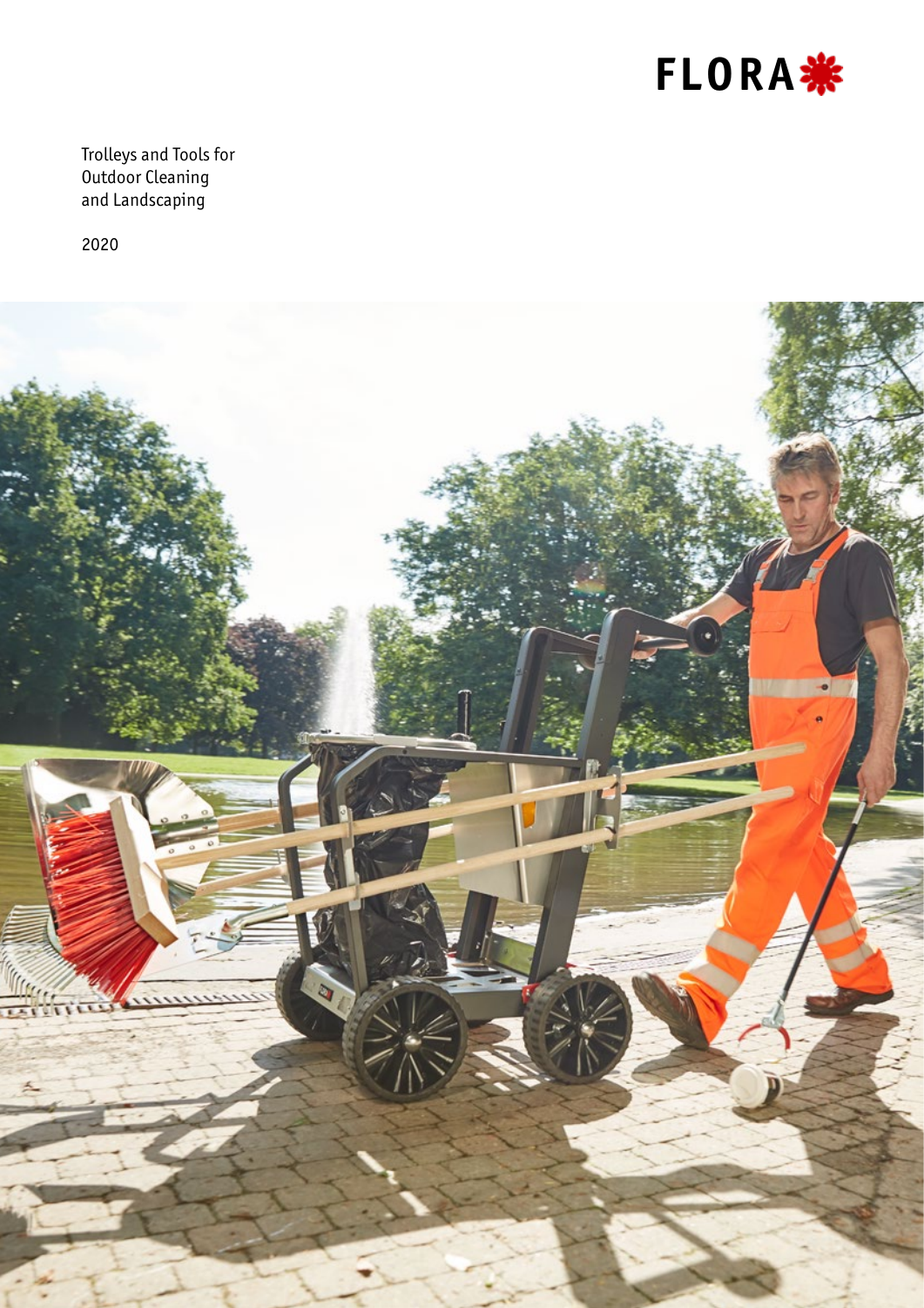FLORA

Trolleys and Tools for Outdoor Cleaning and Landscaping

2020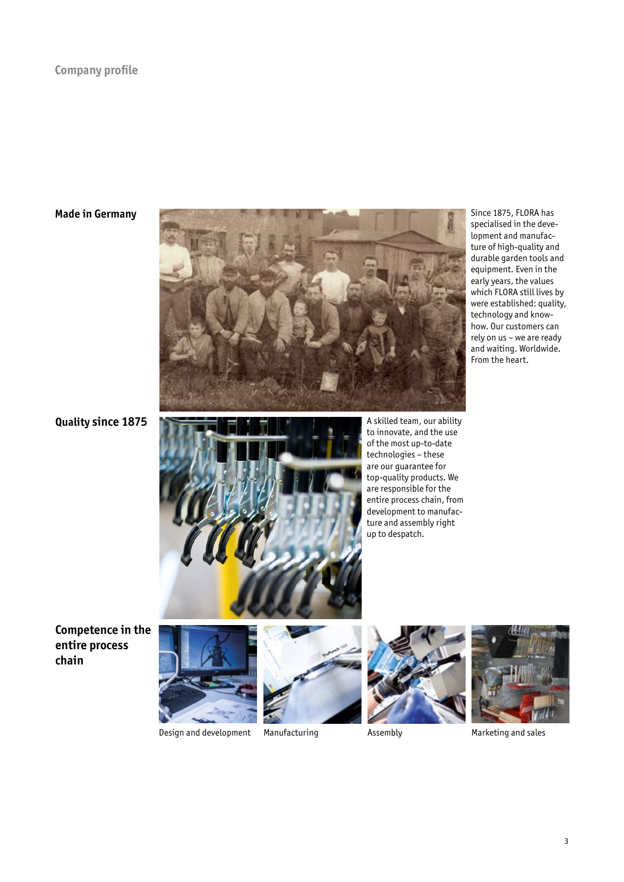# Company profile

## Made in Germany

Since 1875, FLORA has specialised in the development and manufacture of high-quality and durable garden tools and equipment. Even in the early years, the values which FLORA still lives by were established: quality, technology and know-how. Our customers can rely on us – we are ready and waiting. Worldwide. From the heart.

## Quality since 1875

A skilled team, our ability to innovate, and the use of the most up-to-date technologies – these are our guarantee for top-quality products. We are responsible for the entire process chain, from development to manufacture and assembly right up to despatch.

## Competence in the entire process chain

Design and development

Manufacturing

Assembly

Marketing and sales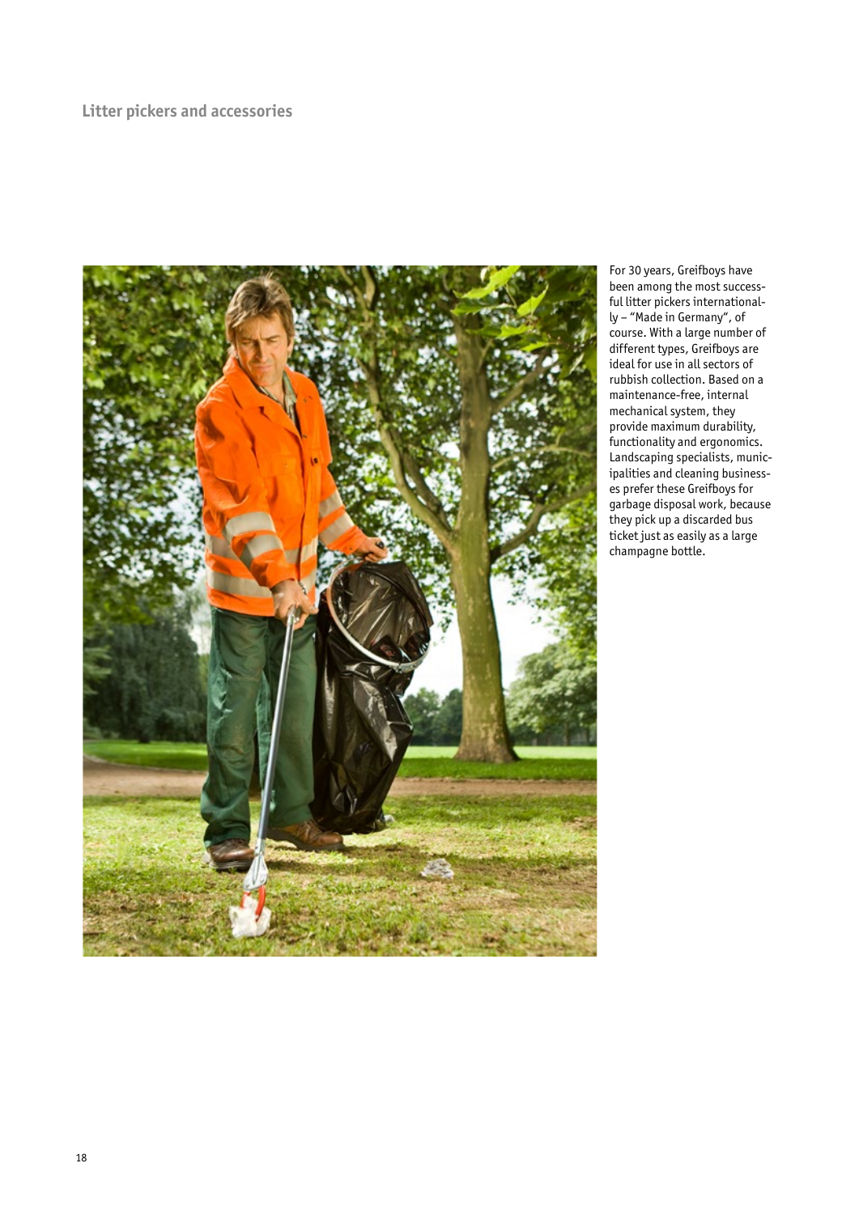# Litter pickers and accessories

For 30 years, Greifboys have been among the most successful litter pickers internationally – "Made in Germany", of course. With a large number of different types, Greifboys are ideal for use in all sectors of rubbish collection. Based on a maintenance-free, internal mechanical system, they provide maximum durability, functionality and ergonomics. Landscaping specialists, municipalities and cleaning businesses prefer these Greifboys for garbage disposal work, because they pick up a discarded bus ticket just as easily as a large champagne bottle.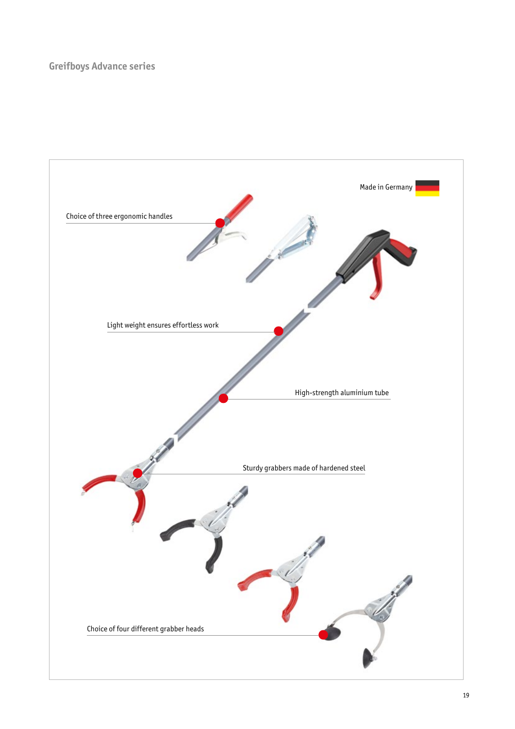## Greifboys Advance series

Made in Germany

Choice of three ergonomic handles

Light weight ensures effortless work

High-strength aluminium tube

Sturdy grabbers made of hardened steel

Choice of four different grabber heads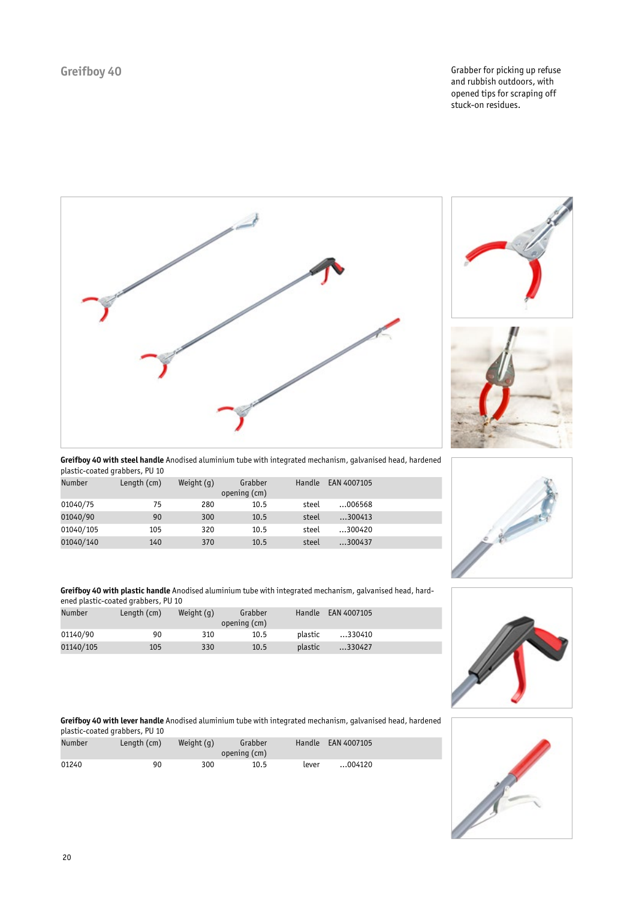# Greifboy 40

Grabber for picking up refuse and rubbish outdoors, with opened tips for scraping off stuck-on residues.

**Greifboy 40 with steel handle** Anodised aluminium tube with integrated mechanism, galvanised head, hardened plastic-coated grabbers, PU 10

| Number | Length (cm) | Weight (g) | Grabber opening (cm) | Handle | EAN 4007105 |
|---|---|---|---|---|---|
| 01040/75 | 75 | 280 | 10.5 | steel | ...006568 |
| 01040/90 | 90 | 300 | 10.5 | steel | ...300413 |
| 01040/105 | 105 | 320 | 10.5 | steel | ...300420 |
| 01040/140 | 140 | 370 | 10.5 | steel | ...300437 |

**Greifboy 40 with plastic handle** Anodised aluminium tube with integrated mechanism, galvanised head, hardened plastic-coated grabbers, PU 10

| Number | Length (cm) | Weight (g) | Grabber opening (cm) | Handle | EAN 4007105 |
|---|---|---|---|---|---|
| 01140/90 | 90 | 310 | 10.5 | plastic | ...330410 |
| 01140/105 | 105 | 330 | 10.5 | plastic | ...330427 |

**Greifboy 40 with lever handle** Anodised aluminium tube with integrated mechanism, galvanised head, hardened plastic-coated grabbers, PU 10

| Number | Length (cm) | Weight (g) | Grabber opening (cm) | Handle | EAN 4007105 |
|---|---|---|---|---|---|
| 01240 | 90 | 300 | 10.5 | lever | ...004120 |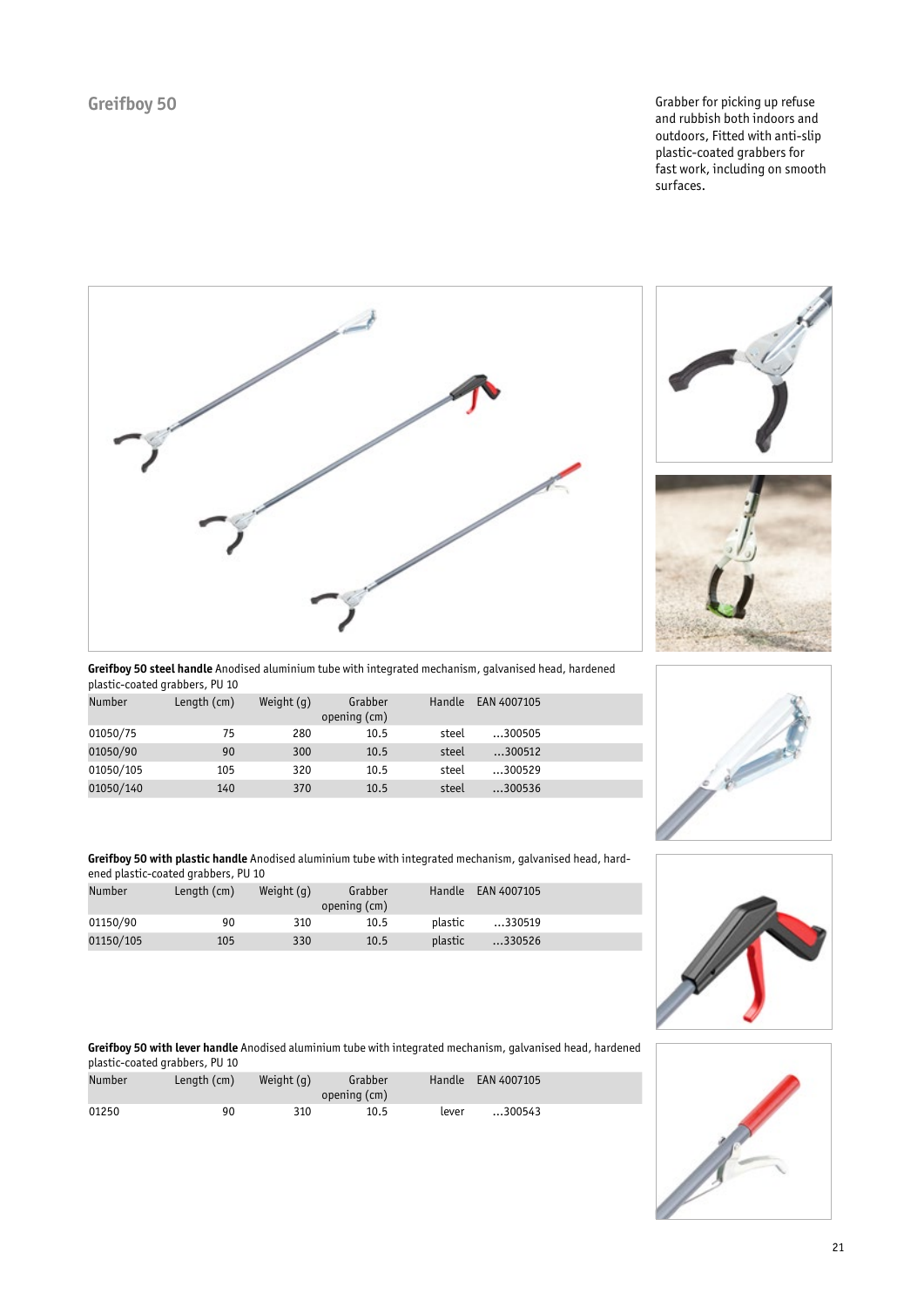## Greifboy 50

Grabber for picking up refuse and rubbish both indoors and outdoors, Fitted with anti-slip plastic-coated grabbers for fast work, including on smooth surfaces.

**Greifboy 50 steel handle** Anodised aluminium tube with integrated mechanism, galvanised head, hardened plastic-coated grabbers, PU 10

| Number | Length (cm) | Weight (g) | Grabber opening (cm) | Handle | EAN 4007105 |
|---|---|---|---|---|---|
| 01050/75 | 75 | 280 | 10.5 | steel | ...300505 |
| 01050/90 | 90 | 300 | 10.5 | steel | ...300512 |
| 01050/105 | 105 | 320 | 10.5 | steel | ...300529 |
| 01050/140 | 140 | 370 | 10.5 | steel | ...300536 |

**Greifboy 50 with plastic handle** Anodised aluminium tube with integrated mechanism, galvanised head, hardened plastic-coated grabbers, PU 10

| Number | Length (cm) | Weight (g) | Grabber opening (cm) | Handle | EAN 4007105 |
|---|---|---|---|---|---|
| 01150/90 | 90 | 310 | 10.5 | plastic | ...330519 |
| 01150/105 | 105 | 330 | 10.5 | plastic | ...330526 |

**Greifboy 50 with lever handle** Anodised aluminium tube with integrated mechanism, galvanised head, hardened plastic-coated grabbers, PU 10

| Number | Length (cm) | Weight (g) | Grabber opening (cm) | Handle | EAN 4007105 |
|---|---|---|---|---|---|
| 01250 | 90 | 310 | 10.5 | lever | ...300543 |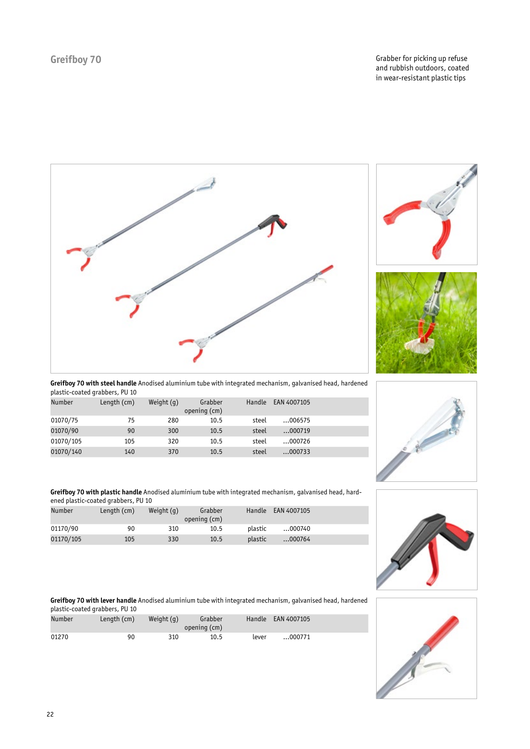# Greifboy 70

Grabber for picking up refuse and rubbish outdoors, coated in wear-resistant plastic tips

**Greifboy 70 with steel handle** Anodised aluminium tube with integrated mechanism, galvanised head, hardened plastic-coated grabbers, PU 10

| Number | Length (cm) | Weight (g) | Grabber opening (cm) | Handle | EAN 4007105 |
|---|---|---|---|---|---|
| 01070/75 | 75 | 280 | 10.5 | steel | ...006575 |
| 01070/90 | 90 | 300 | 10.5 | steel | ...000719 |
| 01070/105 | 105 | 320 | 10.5 | steel | ...000726 |
| 01070/140 | 140 | 370 | 10.5 | steel | ...000733 |

**Greifboy 70 with plastic handle** Anodised aluminium tube with integrated mechanism, galvanised head, hardened plastic-coated grabbers, PU 10

| Number | Length (cm) | Weight (g) | Grabber opening (cm) | Handle | EAN 4007105 |
|---|---|---|---|---|---|
| 01170/90 | 90 | 310 | 10.5 | plastic | ...000740 |
| 01170/105 | 105 | 330 | 10.5 | plastic | ...000764 |

**Greifboy 70 with lever handle** Anodised aluminium tube with integrated mechanism, galvanised head, hardened plastic-coated grabbers, PU 10

| Number | Length (cm) | Weight (g) | Grabber opening (cm) | Handle | EAN 4007105 |
|---|---|---|---|---|---|
| 01270 | 90 | 310 | 10.5 | lever | ...000771 |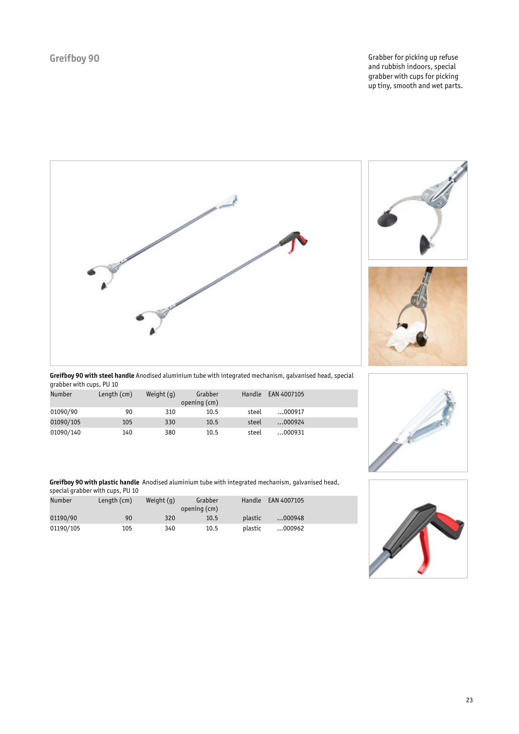# Greifboy 90

Grabber for picking up refuse and rubbish indoors, special grabber with cups for picking up tiny, smooth and wet parts.

**Greifboy 90 with steel handle** Anodised aluminium tube with integrated mechanism, galvanised head, special grabber with cups, PU 10

| Number | Length (cm) | Weight (g) | Grabber opening (cm) | Handle | EAN 4007105 |
|---|---|---|---|---|---|
| 01090/90 | 90 | 310 | 10.5 | steel | ...000917 |
| 01090/105 | 105 | 330 | 10.5 | steel | ...000924 |
| 01090/140 | 140 | 380 | 10.5 | steel | ...000931 |

**Greifboy 90 with plastic handle** Anodised aluminium tube with integrated mechanism, galvanised head, special grabber with cups, PU 10

| Number | Length (cm) | Weight (g) | Grabber opening (cm) | Handle | EAN 4007105 |
|---|---|---|---|---|---|
| 01190/90 | 90 | 320 | 10.5 | plastic | ...000948 |
| 01190/105 | 105 | 340 | 10.5 | plastic | ...000962 |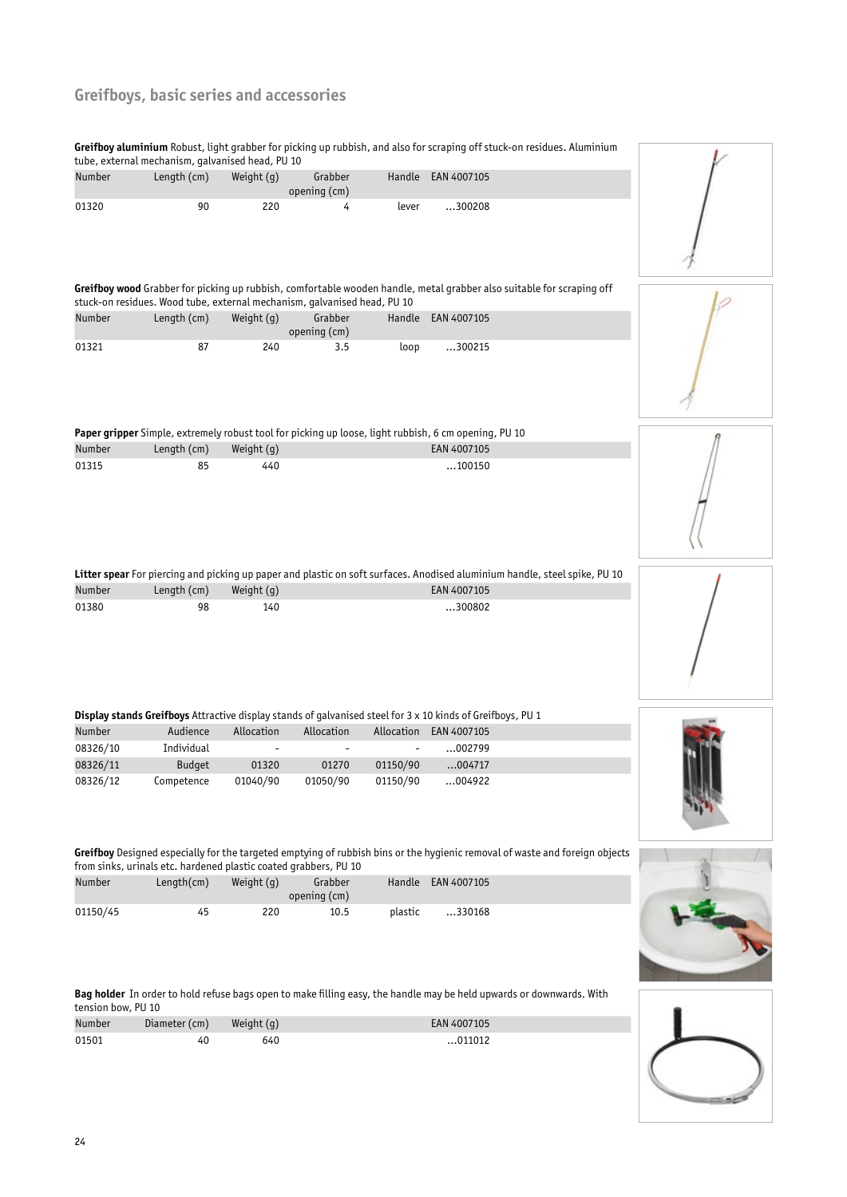## Greifboys, basic series and accessories

**Greifboy aluminium** Robust, light grabber for picking up rubbish, and also for scraping off stuck-on residues. Aluminium tube, external mechanism, galvanised head, PU 10

| Number | Length (cm) | Weight (g) | Grabber opening (cm) | Handle | EAN 4007105 |
|---|---|---|---|---|---|
| 01320 | 90 | 220 | 4 | lever | ...300208 |

**Greifboy wood** Grabber for picking up rubbish, comfortable wooden handle, metal grabber also suitable for scraping off stuck-on residues. Wood tube, external mechanism, galvanised head, PU 10

| Number | Length (cm) | Weight (g) | Grabber opening (cm) | Handle | EAN 4007105 |
|---|---|---|---|---|---|
| 01321 | 87 | 240 | 3.5 | loop | ...300215 |

**Paper gripper** Simple, extremely robust tool for picking up loose, light rubbish, 6 cm opening, PU 10

| Number | Length (cm) | Weight (g) | EAN 4007105 |
|---|---|---|---|
| 01315 | 85 | 440 | ...100150 |

**Litter spear** For piercing and picking up paper and plastic on soft surfaces. Anodised aluminium handle, steel spike, PU 10

| Number | Length (cm) | Weight (g) | EAN 4007105 |
|---|---|---|---|
| 01380 | 98 | 140 | ...300802 |

**Display stands Greifboys** Attractive display stands of galvanised steel for 3 x 10 kinds of Greifboys, PU 1

| Number | Audience | Allocation | Allocation | Allocation | EAN 4007105 |
|---|---|---|---|---|---|
| 08326/10 | Individual | - | - | - | ...002799 |
| 08326/11 | Budget | 01320 | 01270 | 01150/90 | ...004717 |
| 08326/12 | Competence | 01040/90 | 01050/90 | 01150/90 | ...004922 |

**Greifboy** Designed especially for the targeted emptying of rubbish bins or the hygienic removal of waste and foreign objects from sinks, urinals etc. hardened plastic coated grabbers, PU 10

| Number | Length(cm) | Weight (g) | Grabber opening (cm) | Handle | EAN 4007105 |
|---|---|---|---|---|---|
| 01150/45 | 45 | 220 | 10.5 | plastic | ...330168 |

**Bag holder** In order to hold refuse bags open to make filling easy, the handle may be held upwards or downwards. With tension bow, PU 10

| Number | Diameter (cm) | Weight (g) | EAN 4007105 |
|---|---|---|---|
| 01501 | 40 | 640 | ...011012 |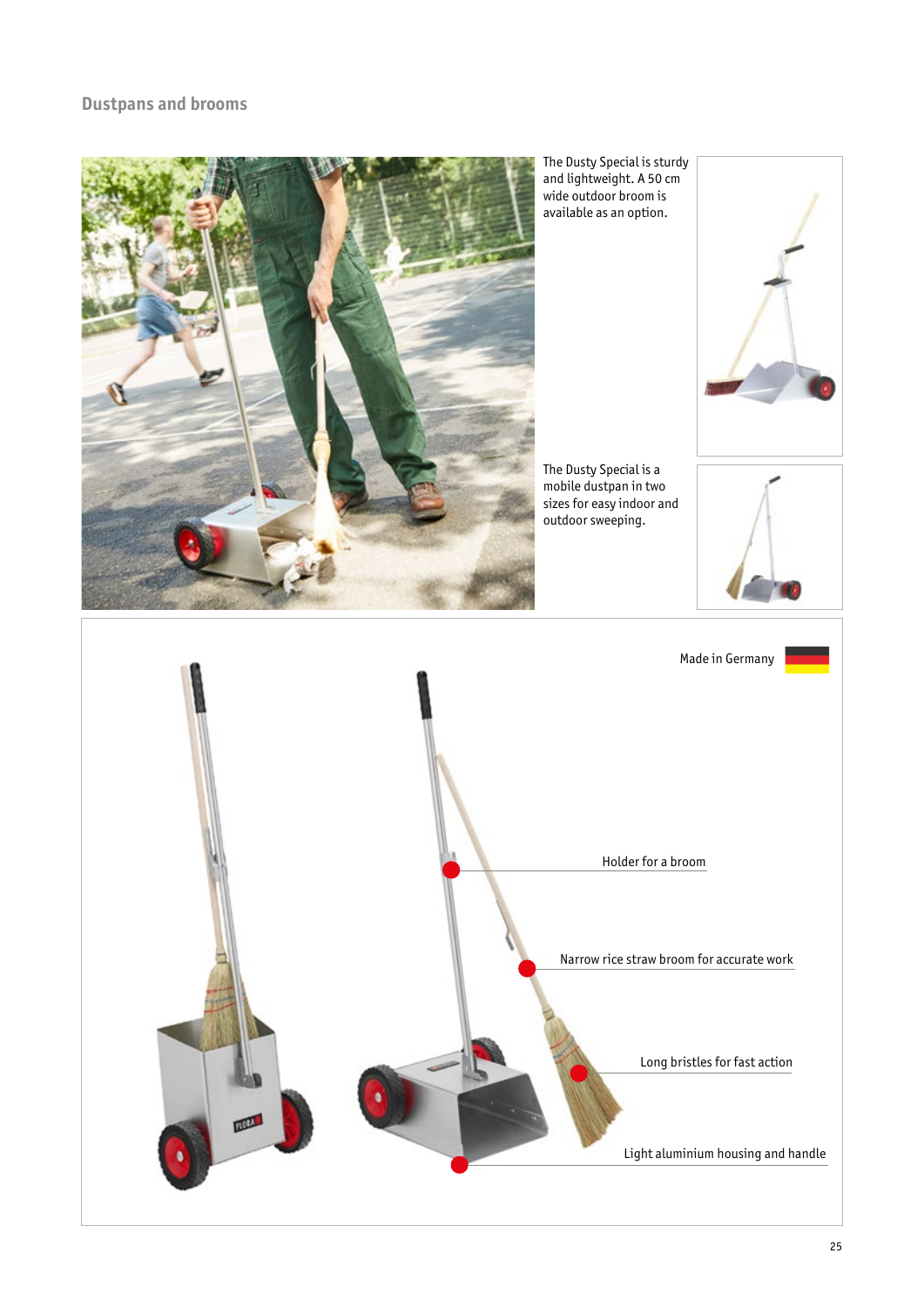## Dustpans and brooms

The Dusty Special is sturdy and lightweight. A 50 cm wide outdoor broom is available as an option.

The Dusty Special is a mobile dustpan in two sizes for easy indoor and outdoor sweeping.

Made in Germany

Holder for a broom

Narrow rice straw broom for accurate work

Long bristles for fast action

Light aluminium housing and handle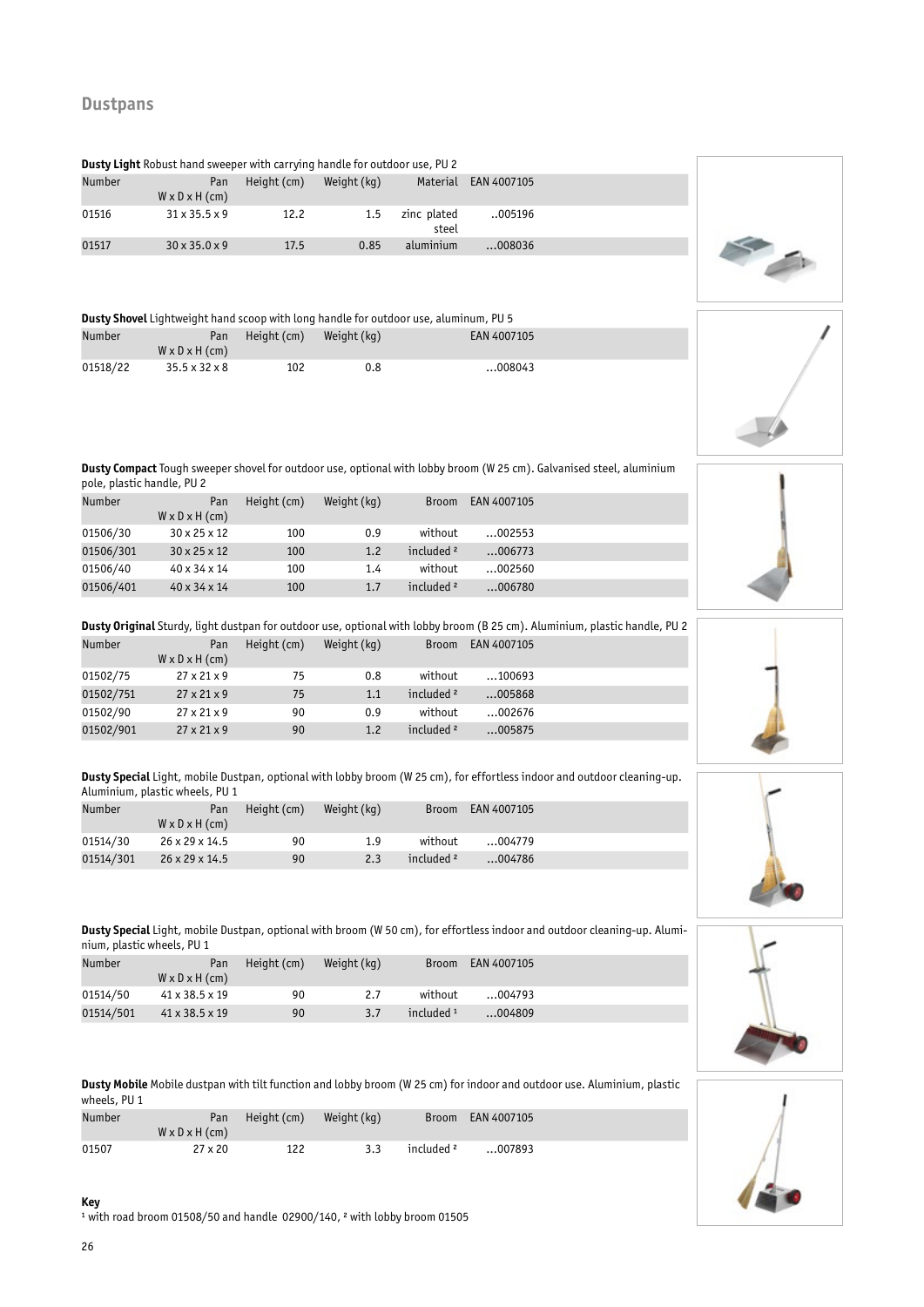# Dustpans

**Dusty Light** Robust hand sweeper with carrying handle for outdoor use, PU 2

| Number | Pan W x D x H (cm) | Height (cm) | Weight (kg) | Material | EAN 4007105 |
|---|---|---|---|---|---|
| 01516 | 31 x 35.5 x 9 | 12.2 | 1.5 | zinc plated steel | ..005196 |
| 01517 | 30 x 35.0 x 9 | 17.5 | 0.85 | aluminium | ...008036 |

**Dusty Shovel** Lightweight hand scoop with long handle for outdoor use, aluminum, PU 5

| Number | Pan W x D x H (cm) | Height (cm) | Weight (kg) | EAN 4007105 |
|---|---|---|---|---|
| 01518/22 | 35.5 x 32 x 8 | 102 | 0.8 | ...008043 |

**Dusty Compact** Tough sweeper shovel for outdoor use, optional with lobby broom (W 25 cm). Galvanised steel, aluminium pole, plastic handle, PU 2

| Number | Pan W x D x H (cm) | Height (cm) | Weight (kg) | Broom | EAN 4007105 |
|---|---|---|---|---|---|
| 01506/30 | 30 x 25 x 12 | 100 | 0.9 | without | ...002553 |
| 01506/301 | 30 x 25 x 12 | 100 | 1.2 | included [2] | ...006773 |
| 01506/40 | 40 x 34 x 14 | 100 | 1.4 | without | ...002560 |
| 01506/401 | 40 x 34 x 14 | 100 | 1.7 | included [2] | ...006780 |

**Dusty Original** Sturdy, light dustpan for outdoor use, optional with lobby broom (B 25 cm). Aluminium, plastic handle, PU 2

| Number | Pan W x D x H (cm) | Height (cm) | Weight (kg) | Broom | EAN 4007105 |
|---|---|---|---|---|---|
| 01502/75 | 27 x 21 x 9 | 75 | 0.8 | without | ...100693 |
| 01502/751 | 27 x 21 x 9 | 75 | 1.1 | included [2] | ...005868 |
| 01502/90 | 27 x 21 x 9 | 90 | 0.9 | without | ...002676 |
| 01502/901 | 27 x 21 x 9 | 90 | 1.2 | included [2] | ...005875 |

**Dusty Special** Light, mobile Dustpan, optional with lobby broom (W 25 cm), for effortless indoor and outdoor cleaning-up. Aluminium, plastic wheels, PU 1

| Number | Pan W x D x H (cm) | Height (cm) | Weight (kg) | Broom | EAN 4007105 |
|---|---|---|---|---|---|
| 01514/30 | 26 x 29 x 14.5 | 90 | 1.9 | without | ...004779 |
| 01514/301 | 26 x 29 x 14.5 | 90 | 2.3 | included [2] | ...004786 |

**Dusty Special** Light, mobile Dustpan, optional with broom (W 50 cm), for effortless indoor and outdoor cleaning-up. Aluminium, plastic wheels, PU 1

| Number | Pan W x D x H (cm) | Height (cm) | Weight (kg) | Broom | EAN 4007105 |
|---|---|---|---|---|---|
| 01514/50 | 41 x 38.5 x 19 | 90 | 2.7 | without | ...004793 |
| 01514/501 | 41 x 38.5 x 19 | 90 | 3.7 | included [1] | ...004809 |

**Dusty Mobile** Mobile dustpan with tilt function and lobby broom (W 25 cm) for indoor and outdoor use. Aluminium, plastic wheels, PU 1

| Number | Pan W x D x H (cm) | Height (cm) | Weight (kg) | Broom | EAN 4007105 |
|---|---|---|---|---|---|
| 01507 | 27 x 20 | 122 | 3.3 | included [2] | ...007893 |

**Key**

[1] with road broom 01508/50 and handle 02900/140, [2] with lobby broom 01505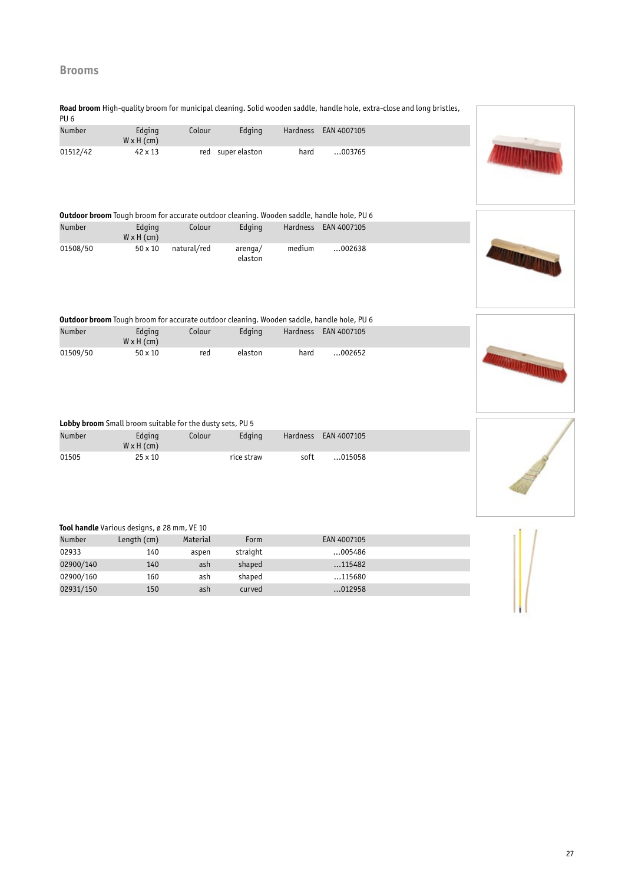## Brooms

**Road broom** High-quality broom for municipal cleaning. Solid wooden saddle, handle hole, extra-close and long bristles, PU 6

| Number | Edging W x H (cm) | Colour | Edging | Hardness | EAN 4007105 |
|---|---|---|---|---|---|
| 01512/42 | 42 x 13 | red | super elaston | hard | ...003765 |

**Outdoor broom** Tough broom for accurate outdoor cleaning. Wooden saddle, handle hole, PU 6

| Number | Edging W x H (cm) | Colour | Edging | Hardness | EAN 4007105 |
|---|---|---|---|---|---|
| 01508/50 | 50 x 10 | natural/red | arenga/ elaston | medium | ...002638 |

**Outdoor broom** Tough broom for accurate outdoor cleaning. Wooden saddle, handle hole, PU 6

| Number | Edging W x H (cm) | Colour | Edging | Hardness | EAN 4007105 |
|---|---|---|---|---|---|
| 01509/50 | 50 x 10 | red | elaston | hard | ...002652 |

**Lobby broom** Small broom suitable for the dusty sets, PU 5

| Number | Edging W x H (cm) | Colour | Edging | Hardness | EAN 4007105 |
|---|---|---|---|---|---|
| 01505 | 25 x 10 | | rice straw | soft | ...015058 |

**Tool handle** Various designs, ø 28 mm, VE 10

| Number | Length (cm) | Material | Form | EAN 4007105 |
|---|---|---|---|---|
| 02933 | 140 | aspen | straight | ...005486 |
| 02900/140 | 140 | ash | shaped | ...115482 |
| 02900/160 | 160 | ash | shaped | ...115680 |
| 02931/150 | 150 | ash | curved | ...012958 |